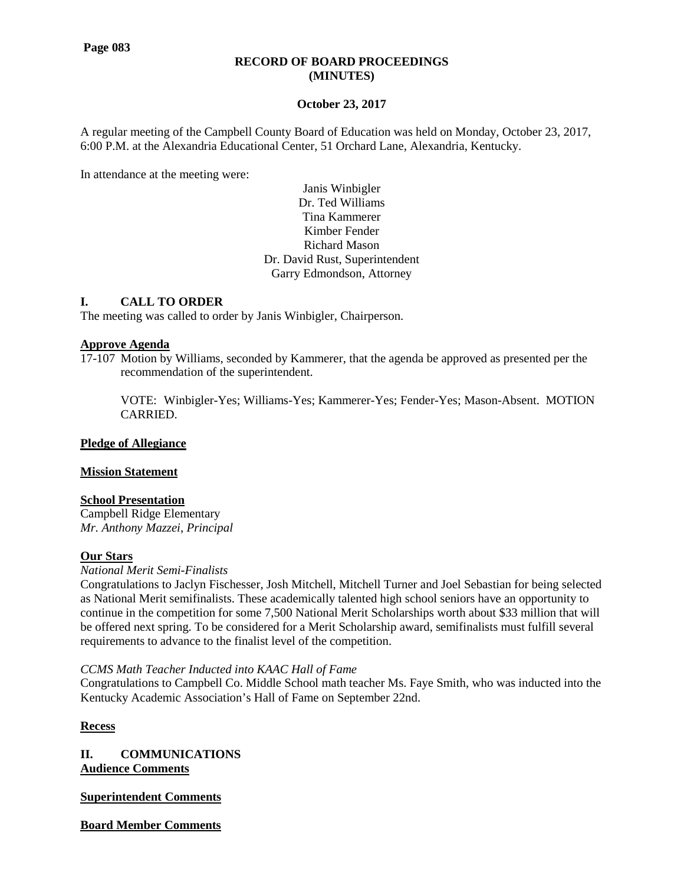# RECORD OF BOARD PROCEEDINGS
# (MINUTES)

**October 23, 2017**

A regular meeting of the Campbell County Board of Education was held on Monday, October 23, 2017, 6:00 P.M. at the Alexandria Educational Center, 51 Orchard Lane, Alexandria, Kentucky.

In attendance at the meeting were:

Janis Winbigler
Dr. Ted Williams
Tina Kammerer
Kimber Fender
Richard Mason
Dr. David Rust, Superintendent
Garry Edmondson, Attorney

## I. CALL TO ORDER

The meeting was called to order by Janis Winbigler, Chairperson.

**Approve Agenda**

17-107 Motion by Williams, seconded by Kammerer, that the agenda be approved as presented per the recommendation of the superintendent.

VOTE: Winbigler-Yes; Williams-Yes; Kammerer-Yes; Fender-Yes; Mason-Absent. MOTION CARRIED.

**Pledge of Allegiance**

**Mission Statement**

**School Presentation**

Campbell Ridge Elementary
*Mr. Anthony Mazzei, Principal*

**Our Stars**

*National Merit Semi-Finalists*

Congratulations to Jaclyn Fischesser, Josh Mitchell, Mitchell Turner and Joel Sebastian for being selected as National Merit semifinalists. These academically talented high school seniors have an opportunity to continue in the competition for some 7,500 National Merit Scholarships worth about $33 million that will be offered next spring. To be considered for a Merit Scholarship award, semifinalists must fulfill several requirements to advance to the finalist level of the competition.

*CCMS Math Teacher Inducted into KAAC Hall of Fame*

Congratulations to Campbell Co. Middle School math teacher Ms. Faye Smith, who was inducted into the Kentucky Academic Association's Hall of Fame on September 22nd.

**Recess**

## II. COMMUNICATIONS

**Audience Comments**

**Superintendent Comments**

**Board Member Comments**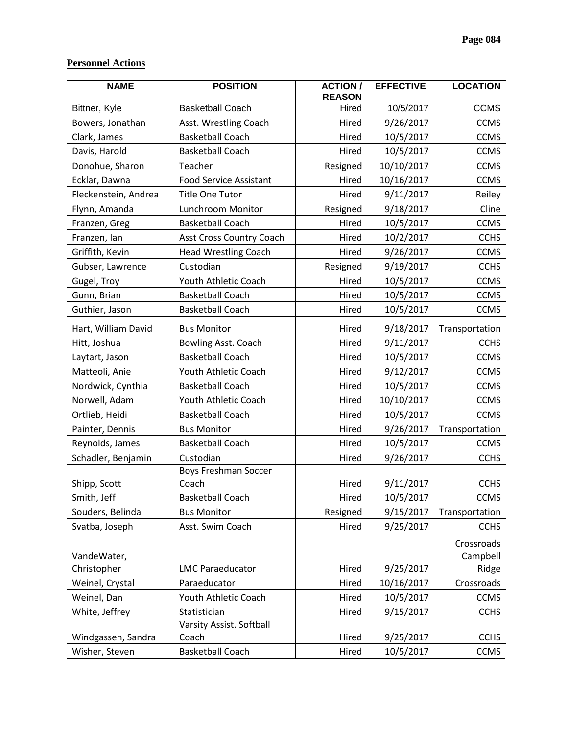**Personnel Actions**

| NAME | POSITION | ACTION / REASON | EFFECTIVE | LOCATION |
|---|---|---|---|---|
| Bittner, Kyle | Basketball Coach | Hired | 10/5/2017 | CCMS |
| Bowers, Jonathan | Asst. Wrestling Coach | Hired | 9/26/2017 | CCMS |
| Clark, James | Basketball Coach | Hired | 10/5/2017 | CCMS |
| Davis, Harold | Basketball Coach | Hired | 10/5/2017 | CCMS |
| Donohue, Sharon | Teacher | Resigned | 10/10/2017 | CCMS |
| Ecklar, Dawna | Food Service Assistant | Hired | 10/16/2017 | CCMS |
| Fleckenstein, Andrea | Title One Tutor | Hired | 9/11/2017 | Reiley |
| Flynn, Amanda | Lunchroom Monitor | Resigned | 9/18/2017 | Cline |
| Franzen, Greg | Basketball Coach | Hired | 10/5/2017 | CCMS |
| Franzen, Ian | Asst Cross Country Coach | Hired | 10/2/2017 | CCHS |
| Griffith, Kevin | Head Wrestling Coach | Hired | 9/26/2017 | CCMS |
| Gubser, Lawrence | Custodian | Resigned | 9/19/2017 | CCHS |
| Gugel, Troy | Youth Athletic Coach | Hired | 10/5/2017 | CCMS |
| Gunn, Brian | Basketball Coach | Hired | 10/5/2017 | CCMS |
| Guthier, Jason | Basketball Coach | Hired | 10/5/2017 | CCMS |
| Hart, William David | Bus Monitor | Hired | 9/18/2017 | Transportation |
| Hitt, Joshua | Bowling Asst. Coach | Hired | 9/11/2017 | CCHS |
| Laytart, Jason | Basketball Coach | Hired | 10/5/2017 | CCMS |
| Matteoli, Anie | Youth Athletic Coach | Hired | 9/12/2017 | CCMS |
| Nordwick, Cynthia | Basketball Coach | Hired | 10/5/2017 | CCMS |
| Norwell, Adam | Youth Athletic Coach | Hired | 10/10/2017 | CCMS |
| Ortlieb, Heidi | Basketball Coach | Hired | 10/5/2017 | CCMS |
| Painter, Dennis | Bus Monitor | Hired | 9/26/2017 | Transportation |
| Reynolds, James | Basketball Coach | Hired | 10/5/2017 | CCMS |
| Schadler, Benjamin | Custodian | Hired | 9/26/2017 | CCHS |
| Shipp, Scott | Boys Freshman Soccer Coach | Hired | 9/11/2017 | CCHS |
| Smith, Jeff | Basketball Coach | Hired | 10/5/2017 | CCMS |
| Souders, Belinda | Bus Monitor | Resigned | 9/15/2017 | Transportation |
| Svatba, Joseph | Asst. Swim Coach | Hired | 9/25/2017 | CCHS |
| VandeWater, Christopher | LMC Paraeducator | Hired | 9/25/2017 | Crossroads Campbell Ridge |
| Weinel, Crystal | Paraeducator | Hired | 10/16/2017 | Crossroads |
| Weinel, Dan | Youth Athletic Coach | Hired | 10/5/2017 | CCMS |
| White, Jeffrey | Statistician | Hired | 9/15/2017 | CCHS |
| Windgassen, Sandra | Varsity Assist. Softball Coach | Hired | 9/25/2017 | CCHS |
| Wisher, Steven | Basketball Coach | Hired | 10/5/2017 | CCMS |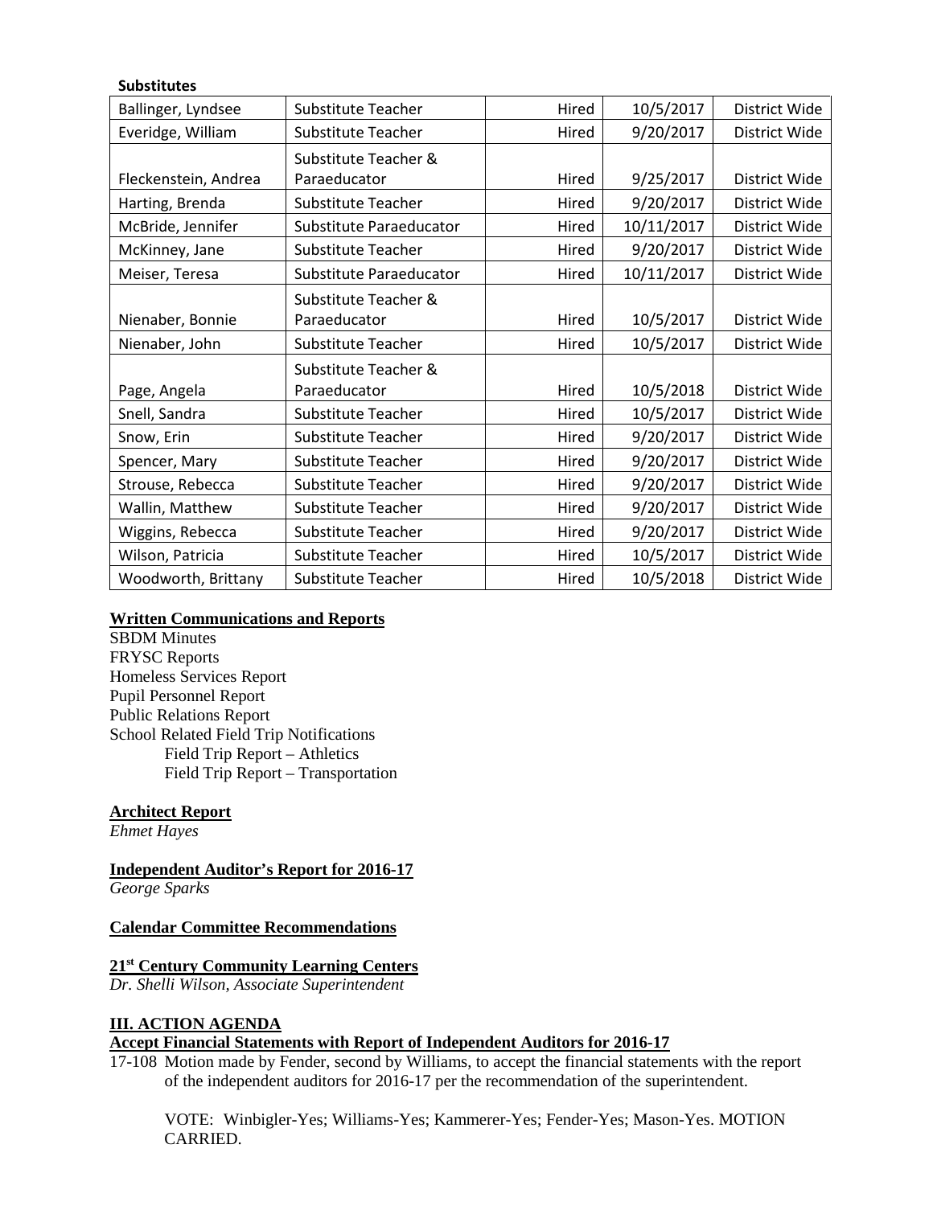**Substitutes**

| | | | | |
|---|---|---|---|---|
| Ballinger, Lyndsee | Substitute Teacher | Hired | 10/5/2017 | District Wide |
| Everidge, William | Substitute Teacher | Hired | 9/20/2017 | District Wide |
| Fleckenstein, Andrea | Substitute Teacher & Paraeducator | Hired | 9/25/2017 | District Wide |
| Harting, Brenda | Substitute Teacher | Hired | 9/20/2017 | District Wide |
| McBride, Jennifer | Substitute Paraeducator | Hired | 10/11/2017 | District Wide |
| McKinney, Jane | Substitute Teacher | Hired | 9/20/2017 | District Wide |
| Meiser, Teresa | Substitute Paraeducator | Hired | 10/11/2017 | District Wide |
| Nienaber, Bonnie | Substitute Teacher & Paraeducator | Hired | 10/5/2017 | District Wide |
| Nienaber, John | Substitute Teacher | Hired | 10/5/2017 | District Wide |
| Page, Angela | Substitute Teacher & Paraeducator | Hired | 10/5/2018 | District Wide |
| Snell, Sandra | Substitute Teacher | Hired | 10/5/2017 | District Wide |
| Snow, Erin | Substitute Teacher | Hired | 9/20/2017 | District Wide |
| Spencer, Mary | Substitute Teacher | Hired | 9/20/2017 | District Wide |
| Strouse, Rebecca | Substitute Teacher | Hired | 9/20/2017 | District Wide |
| Wallin, Matthew | Substitute Teacher | Hired | 9/20/2017 | District Wide |
| Wiggins, Rebecca | Substitute Teacher | Hired | 9/20/2017 | District Wide |
| Wilson, Patricia | Substitute Teacher | Hired | 10/5/2017 | District Wide |
| Woodworth, Brittany | Substitute Teacher | Hired | 10/5/2018 | District Wide |

**Written Communications and Reports**

SBDM Minutes
FRYSC Reports
Homeless Services Report
Pupil Personnel Report
Public Relations Report
School Related Field Trip Notifications
 Field Trip Report – Athletics
 Field Trip Report – Transportation

**Architect Report**

*Ehmet Hayes*

**Independent Auditor's Report for 2016-17**

*George Sparks*

**Calendar Committee Recommendations**

**21st Century Community Learning Centers**

*Dr. Shelli Wilson, Associate Superintendent*

**III. ACTION AGENDA**

**Accept Financial Statements with Report of Independent Auditors for 2016-17**

17-108 Motion made by Fender, second by Williams, to accept the financial statements with the report of the independent auditors for 2016-17 per the recommendation of the superintendent.

VOTE: Winbigler-Yes; Williams-Yes; Kammerer-Yes; Fender-Yes; Mason-Yes. MOTION CARRIED.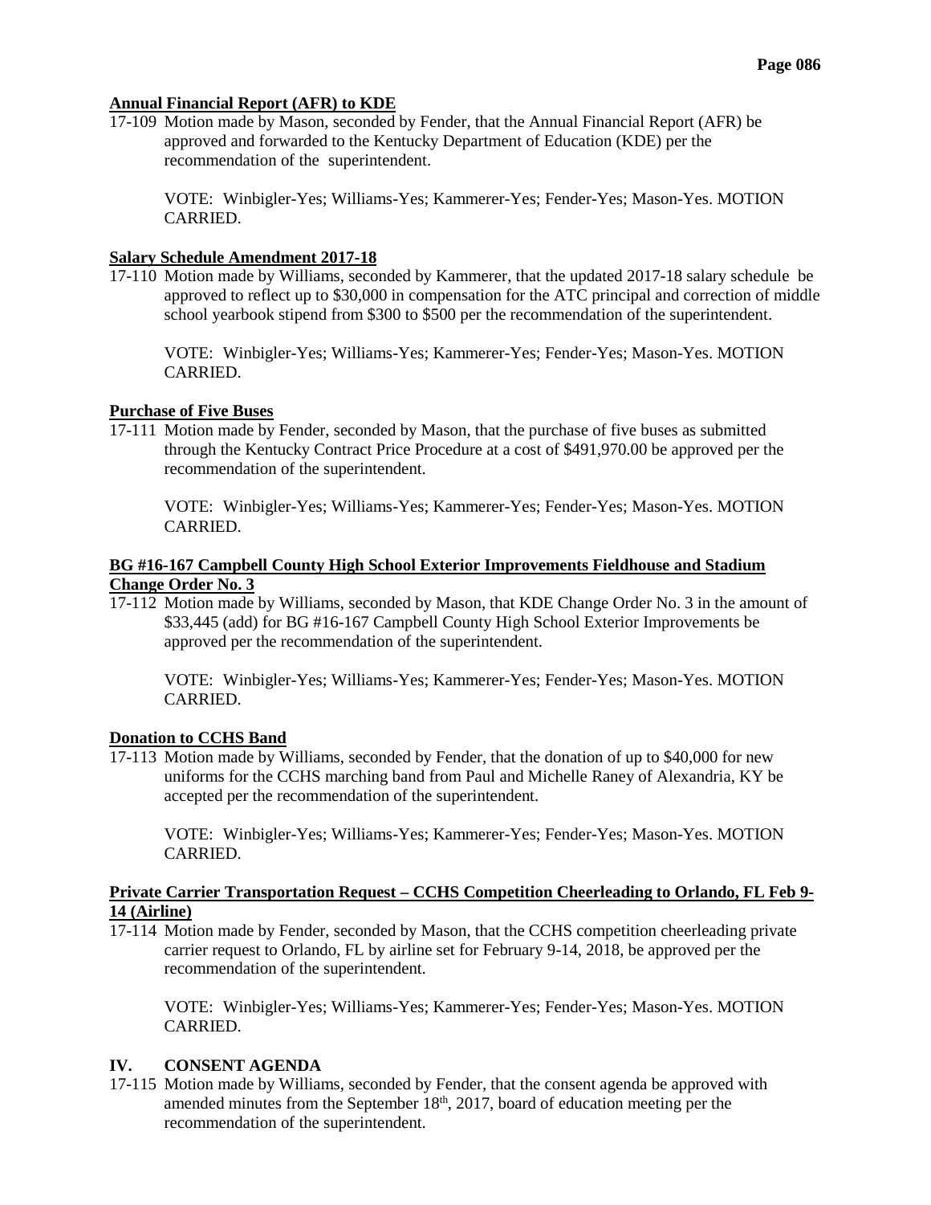**Annual Financial Report (AFR) to KDE**

17-109 Motion made by Mason, seconded by Fender, that the Annual Financial Report (AFR) be approved and forwarded to the Kentucky Department of Education (KDE) per the recommendation of the superintendent.

VOTE: Winbigler-Yes; Williams-Yes; Kammerer-Yes; Fender-Yes; Mason-Yes. MOTION CARRIED.

**Salary Schedule Amendment 2017-18**

17-110 Motion made by Williams, seconded by Kammerer, that the updated 2017-18 salary schedule be approved to reflect up to $30,000 in compensation for the ATC principal and correction of middle school yearbook stipend from $300 to $500 per the recommendation of the superintendent.

VOTE: Winbigler-Yes; Williams-Yes; Kammerer-Yes; Fender-Yes; Mason-Yes. MOTION CARRIED.

**Purchase of Five Buses**

17-111 Motion made by Fender, seconded by Mason, that the purchase of five buses as submitted through the Kentucky Contract Price Procedure at a cost of $491,970.00 be approved per the recommendation of the superintendent.

VOTE: Winbigler-Yes; Williams-Yes; Kammerer-Yes; Fender-Yes; Mason-Yes. MOTION CARRIED.

**BG #16-167 Campbell County High School Exterior Improvements Fieldhouse and Stadium Change Order No. 3**

17-112 Motion made by Williams, seconded by Mason, that KDE Change Order No. 3 in the amount of $33,445 (add) for BG #16-167 Campbell County High School Exterior Improvements be approved per the recommendation of the superintendent.

VOTE: Winbigler-Yes; Williams-Yes; Kammerer-Yes; Fender-Yes; Mason-Yes. MOTION CARRIED.

**Donation to CCHS Band**

17-113 Motion made by Williams, seconded by Fender, that the donation of up to $40,000 for new uniforms for the CCHS marching band from Paul and Michelle Raney of Alexandria, KY be accepted per the recommendation of the superintendent.

VOTE: Winbigler-Yes; Williams-Yes; Kammerer-Yes; Fender-Yes; Mason-Yes. MOTION CARRIED.

**Private Carrier Transportation Request – CCHS Competition Cheerleading to Orlando, FL Feb 9-14 (Airline)**

17-114 Motion made by Fender, seconded by Mason, that the CCHS competition cheerleading private carrier request to Orlando, FL by airline set for February 9-14, 2018, be approved per the recommendation of the superintendent.

VOTE: Winbigler-Yes; Williams-Yes; Kammerer-Yes; Fender-Yes; Mason-Yes. MOTION CARRIED.

## IV. CONSENT AGENDA

17-115 Motion made by Williams, seconded by Fender, that the consent agenda be approved with amended minutes from the September 18th, 2017, board of education meeting per the recommendation of the superintendent.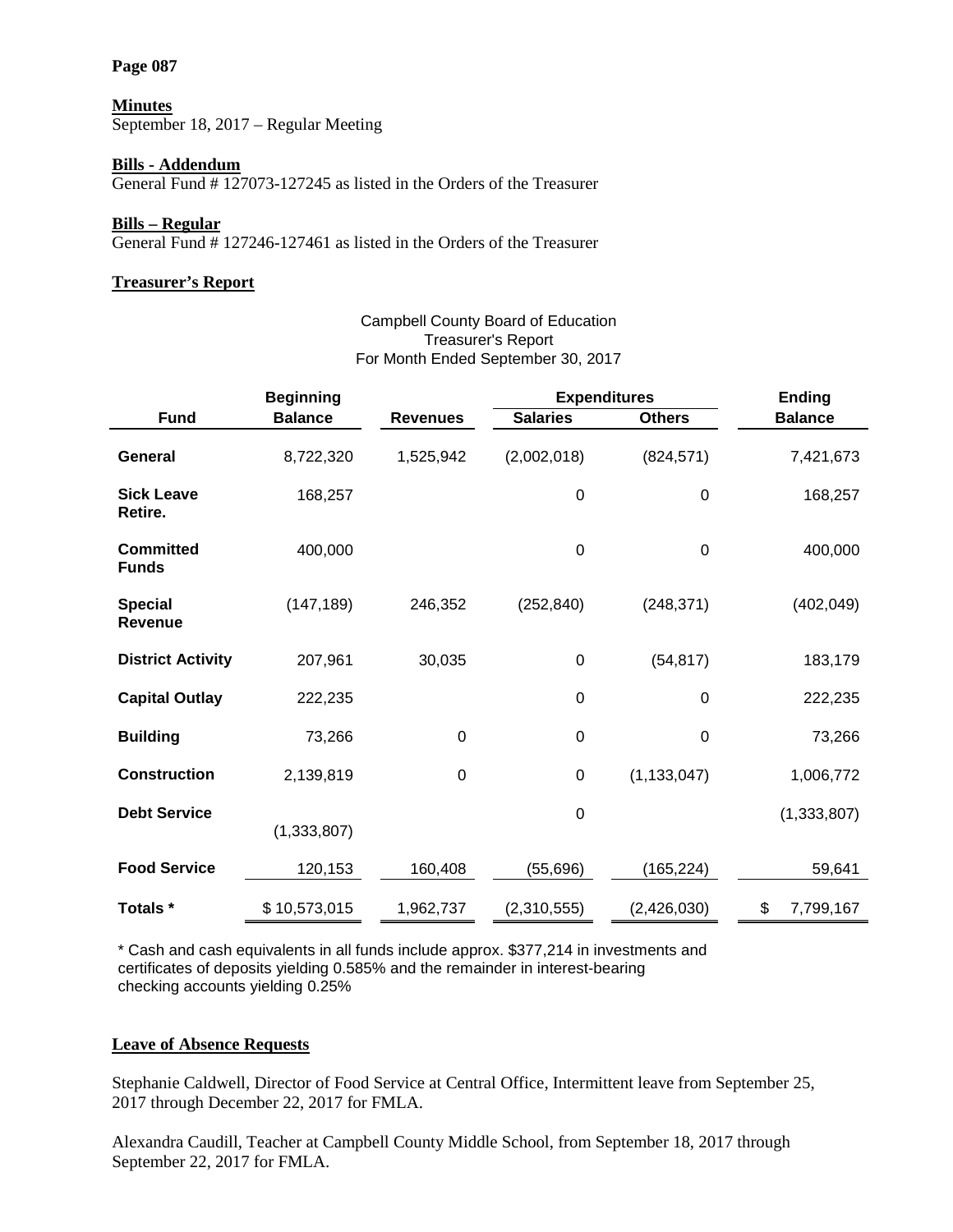**Minutes**
September 18, 2017 – Regular Meeting

**Bills - Addendum**
General Fund # 127073-127245 as listed in the Orders of the Treasurer

**Bills – Regular**
General Fund # 127246-127461 as listed in the Orders of the Treasurer

**Treasurer's Report**

Campbell County Board of Education
Treasurer's Report
For Month Ended September 30, 2017

| Fund | Beginning Balance | Revenues | Expenditures Salaries | Expenditures Others | Ending Balance |
|---|---|---|---|---|---|
| **General** | 8,722,320 | 1,525,942 | (2,002,018) | (824,571) | 7,421,673 |
| **Sick Leave Retire.** | 168,257 | | 0 | 0 | 168,257 |
| **Committed Funds** | 400,000 | | 0 | 0 | 400,000 |
| **Special Revenue** | (147,189) | 246,352 | (252,840) | (248,371) | (402,049) |
| **District Activity** | 207,961 | 30,035 | 0 | (54,817) | 183,179 |
| **Capital Outlay** | 222,235 | | 0 | 0 | 222,235 |
| **Building** | 73,266 | 0 | 0 | 0 | 73,266 |
| **Construction** | 2,139,819 | 0 | 0 | (1,133,047) | 1,006,772 |
| **Debt Service** | (1,333,807) | | 0 | | (1,333,807) |
| **Food Service** | 120,153 | 160,408 | (55,696) | (165,224) | 59,641 |
| **Totals *** | $ 10,573,015 | 1,962,737 | (2,310,555) | (2,426,030) | $ 7,799,167 |

* Cash and cash equivalents in all funds include approx. $377,214 in investments and certificates of deposits yielding 0.585% and the remainder in interest-bearing checking accounts yielding 0.25%

**Leave of Absence Requests**

Stephanie Caldwell, Director of Food Service at Central Office, Intermittent leave from September 25, 2017 through December 22, 2017 for FMLA.

Alexandra Caudill, Teacher at Campbell County Middle School, from September 18, 2017 through September 22, 2017 for FMLA.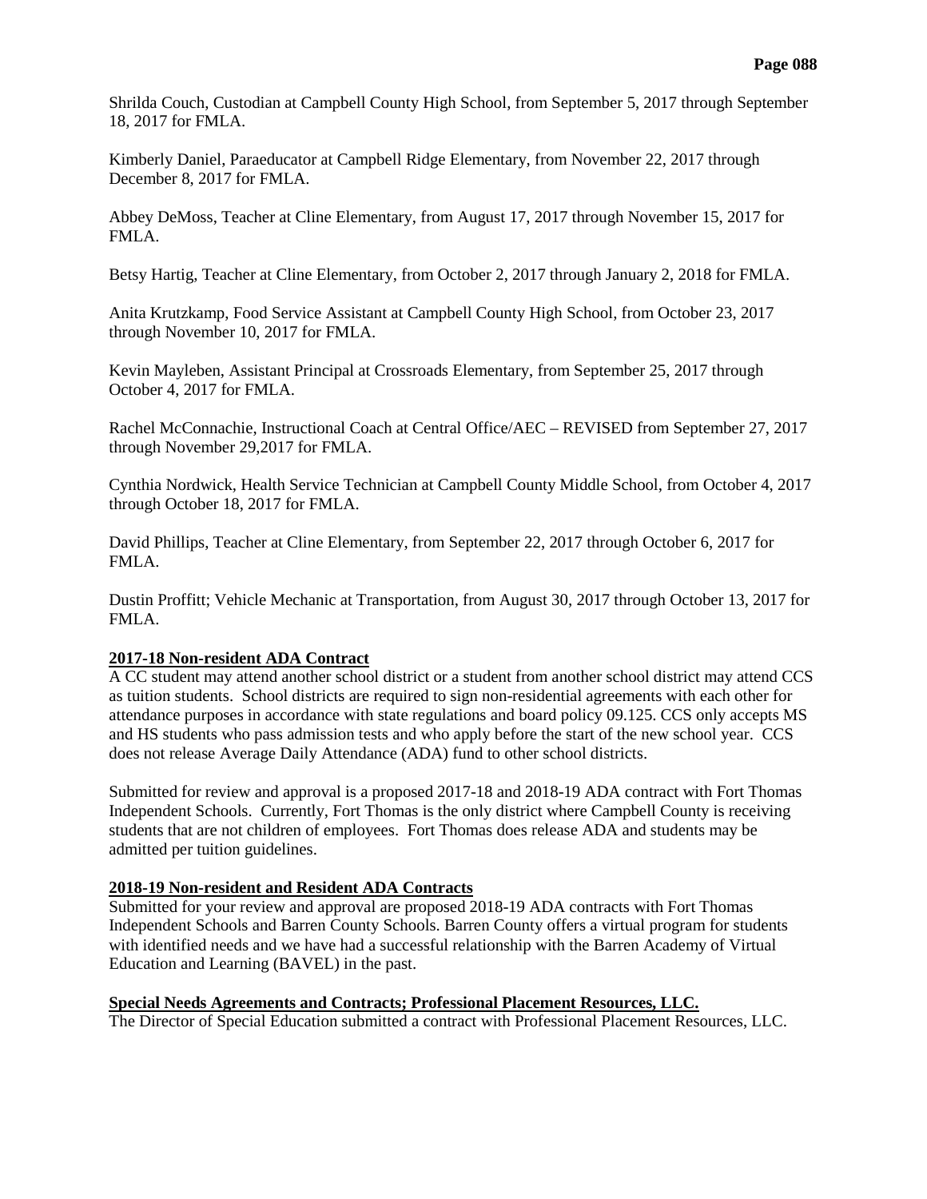Shrilda Couch, Custodian at Campbell County High School, from September 5, 2017 through September 18, 2017 for FMLA.

Kimberly Daniel, Paraeducator at Campbell Ridge Elementary, from November 22, 2017 through December 8, 2017 for FMLA.

Abbey DeMoss, Teacher at Cline Elementary, from August 17, 2017 through November 15, 2017 for FMLA.

Betsy Hartig, Teacher at Cline Elementary, from October 2, 2017 through January 2, 2018 for FMLA.

Anita Krutzkamp, Food Service Assistant at Campbell County High School, from October 23, 2017 through November 10, 2017 for FMLA.

Kevin Mayleben, Assistant Principal at Crossroads Elementary, from September 25, 2017 through October 4, 2017 for FMLA.

Rachel McConnachie, Instructional Coach at Central Office/AEC – REVISED from September 27, 2017 through November 29,2017 for FMLA.

Cynthia Nordwick, Health Service Technician at Campbell County Middle School, from October 4, 2017 through October 18, 2017 for FMLA.

David Phillips, Teacher at Cline Elementary, from September 22, 2017 through October 6, 2017 for FMLA.

Dustin Proffitt; Vehicle Mechanic at Transportation, from August 30, 2017 through October 13, 2017 for FMLA.

**2017-18 Non-resident ADA Contract**

A CC student may attend another school district or a student from another school district may attend CCS as tuition students. School districts are required to sign non-residential agreements with each other for attendance purposes in accordance with state regulations and board policy 09.125. CCS only accepts MS and HS students who pass admission tests and who apply before the start of the new school year. CCS does not release Average Daily Attendance (ADA) fund to other school districts.

Submitted for review and approval is a proposed 2017-18 and 2018-19 ADA contract with Fort Thomas Independent Schools. Currently, Fort Thomas is the only district where Campbell County is receiving students that are not children of employees. Fort Thomas does release ADA and students may be admitted per tuition guidelines.

**2018-19 Non-resident and Resident ADA Contracts**

Submitted for your review and approval are proposed 2018-19 ADA contracts with Fort Thomas Independent Schools and Barren County Schools. Barren County offers a virtual program for students with identified needs and we have had a successful relationship with the Barren Academy of Virtual Education and Learning (BAVEL) in the past.

**Special Needs Agreements and Contracts; Professional Placement Resources, LLC.**

The Director of Special Education submitted a contract with Professional Placement Resources, LLC.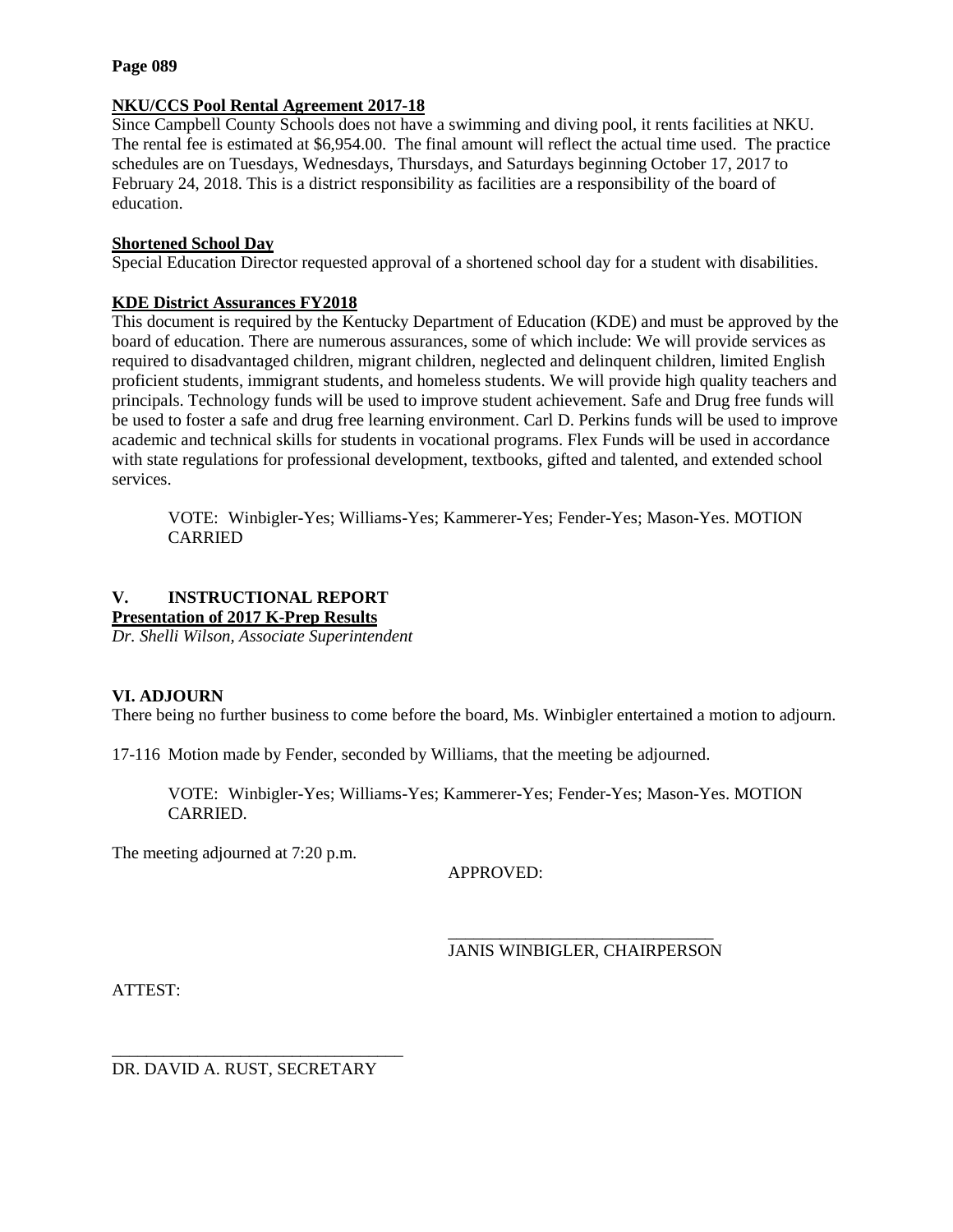**Page 089**

**NKU/CCS Pool Rental Agreement 2017-18**

Since Campbell County Schools does not have a swimming and diving pool, it rents facilities at NKU. The rental fee is estimated at $6,954.00. The final amount will reflect the actual time used. The practice schedules are on Tuesdays, Wednesdays, Thursdays, and Saturdays beginning October 17, 2017 to February 24, 2018. This is a district responsibility as facilities are a responsibility of the board of education.

**Shortened School Day**

Special Education Director requested approval of a shortened school day for a student with disabilities.

**KDE District Assurances FY2018**

This document is required by the Kentucky Department of Education (KDE) and must be approved by the board of education. There are numerous assurances, some of which include: We will provide services as required to disadvantaged children, migrant children, neglected and delinquent children, limited English proficient students, immigrant students, and homeless students. We will provide high quality teachers and principals. Technology funds will be used to improve student achievement. Safe and Drug free funds will be used to foster a safe and drug free learning environment. Carl D. Perkins funds will be used to improve academic and technical skills for students in vocational programs. Flex Funds will be used in accordance with state regulations for professional development, textbooks, gifted and talented, and extended school services.

> VOTE: Winbigler-Yes; Williams-Yes; Kammerer-Yes; Fender-Yes; Mason-Yes. MOTION CARRIED

## V. INSTRUCTIONAL REPORT

**Presentation of 2017 K-Prep Results**

*Dr. Shelli Wilson, Associate Superintendent*

## VI. ADJOURN

There being no further business to come before the board, Ms. Winbigler entertained a motion to adjourn.

17-116 Motion made by Fender, seconded by Williams, that the meeting be adjourned.

> VOTE: Winbigler-Yes; Williams-Yes; Kammerer-Yes; Fender-Yes; Mason-Yes. MOTION CARRIED.

The meeting adjourned at 7:20 p.m.

APPROVED:

\_\_\_\_\_\_\_\_\_\_\_\_\_\_\_\_\_\_\_\_\_\_\_\_\_\_\_\_\_\_\_\_

JANIS WINBIGLER, CHAIRPERSON

ATTEST:

\_\_\_\_\_\_\_\_\_\_\_\_\_\_\_\_\_\_\_\_\_\_\_\_\_\_\_\_\_\_\_\_

DR. DAVID A. RUST, SECRETARY